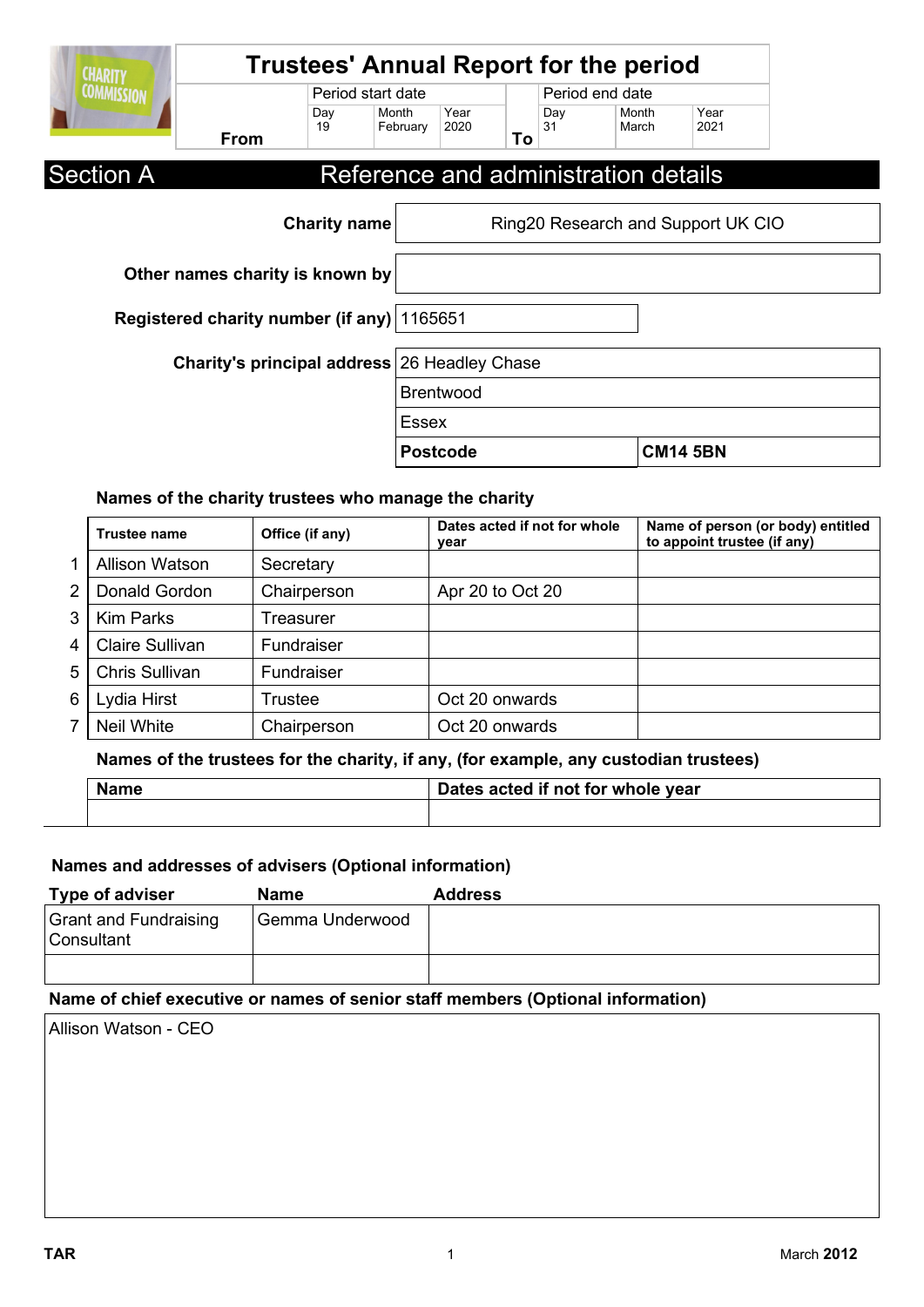# Trustees' Annual Report for the period

| | Period start date | | | | Period end date | | |
|---|---|---|---|---|---|---|---|
| | Day | Month | Year | | Day | Month | Year |
| From | 19 | February | 2020 | To | 31 | March | 2021 |

## Section A Reference and administration details

**Charity name**: Ring20 Research and Support UK CIO

**Other names charity is known by**:

**Registered charity number (if any)**: 1165651

**Charity's principal address**:
26 Headley Chase
Brentwood
Essex

**Postcode**: **CM14 5BN**

### Names of the charity trustees who manage the charity

| | Trustee name | Office (if any) | Dates acted if not for whole year | Name of person (or body) entitled to appoint trustee (if any) |
|---|---|---|---|---|
| 1 | Allison Watson | Secretary | | |
| 2 | Donald Gordon | Chairperson | Apr 20 to Oct 20 | |
| 3 | Kim Parks | Treasurer | | |
| 4 | Claire Sullivan | Fundraiser | | |
| 5 | Chris Sullivan | Fundraiser | | |
| 6 | Lydia Hirst | Trustee | Oct 20 onwards | |
| 7 | Neil White | Chairperson | Oct 20 onwards | |

### Names of the trustees for the charity, if any, (for example, any custodian trustees)

| Name | Dates acted if not for whole year |
|---|---|
| | |

### Names and addresses of advisers (Optional information)

| Type of adviser | Name | Address |
|---|---|---|
| Grant and Fundraising Consultant | Gemma Underwood | |
| | | |

### Name of chief executive or names of senior staff members (Optional information)

Allison Watson - CEO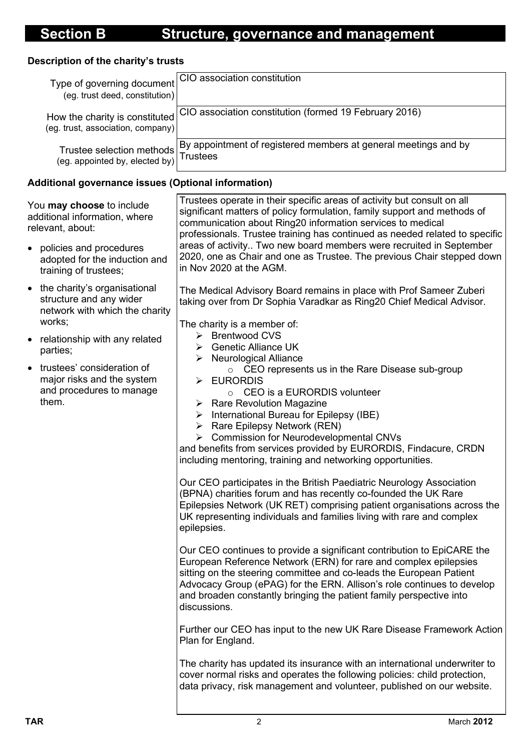# Section B Structure, governance and management

**Description of the charity's trusts**

| | |
|---|---|
| Type of governing document (eg. trust deed, constitution) | CIO association constitution |
| How the charity is constituted (eg. trust, association, company) | CIO association constitution (formed 19 February 2016) |
| Trustee selection methods (eg. appointed by, elected by) | By appointment of registered members at general meetings and by Trustees |

**Additional governance issues (Optional information)**

You **may choose** to include additional information, where relevant, about:

- policies and procedures adopted for the induction and training of trustees;
- the charity's organisational structure and any wider network with which the charity works;
- relationship with any related parties;
- trustees' consideration of major risks and the system and procedures to manage them.

Trustees operate in their specific areas of activity but consult on all significant matters of policy formulation, family support and methods of communication about Ring20 information services to medical professionals. Trustee training has continued as needed related to specific areas of activity.. Two new board members were recruited in September 2020, one as Chair and one as Trustee. The previous Chair stepped down in Nov 2020 at the AGM.

The Medical Advisory Board remains in place with Prof Sameer Zuberi taking over from Dr Sophia Varadkar as Ring20 Chief Medical Advisor.

The charity is a member of:

- Brentwood CVS
- Genetic Alliance UK
- Neurological Alliance
  - CEO represents us in the Rare Disease sub-group
- EURORDIS
  - CEO is a EURORDIS volunteer
- Rare Revolution Magazine
- International Bureau for Epilepsy (IBE)
- Rare Epilepsy Network (REN)
- Commission for Neurodevelopmental CNVs

and benefits from services provided by EURORDIS, Findacure, CRDN including mentoring, training and networking opportunities.

Our CEO participates in the British Paediatric Neurology Association (BPNA) charities forum and has recently co-founded the UK Rare Epilepsies Network (UK RET) comprising patient organisations across the UK representing individuals and families living with rare and complex epilepsies.

Our CEO continues to provide a significant contribution to EpiCARE the European Reference Network (ERN) for rare and complex epilepsies sitting on the steering committee and co-leads the European Patient Advocacy Group (ePAG) for the ERN. Allison's role continues to develop and broaden constantly bringing the patient family perspective into discussions.

Further our CEO has input to the new UK Rare Disease Framework Action Plan for England.

The charity has updated its insurance with an international underwriter to cover normal risks and operates the following policies: child protection, data privacy, risk management and volunteer, published on our website.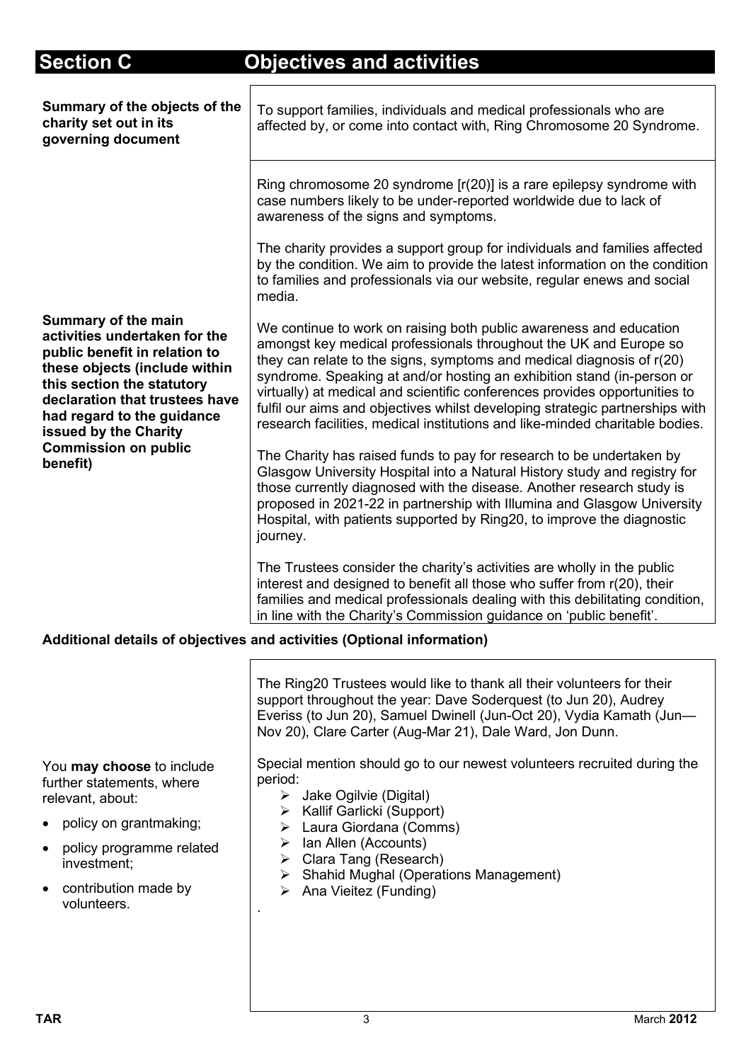# Section C Objectives and activities

| | |
|---|---|
| **Summary of the objects of the charity set out in its governing document** | To support families, individuals and medical professionals who are affected by, or come into contact with, Ring Chromosome 20 Syndrome. |
| **Summary of the main activities undertaken for the public benefit in relation to these objects (include within this section the statutory declaration that trustees have had regard to the guidance issued by the Charity Commission on public benefit)** | Ring chromosome 20 syndrome [r(20)] is a rare epilepsy syndrome with case numbers likely to be under-reported worldwide due to lack of awareness of the signs and symptoms.<br><br>The charity provides a support group for individuals and families affected by the condition. We aim to provide the latest information on the condition to families and professionals via our website, regular enews and social media.<br><br>We continue to work on raising both public awareness and education amongst key medical professionals throughout the UK and Europe so they can relate to the signs, symptoms and medical diagnosis of r(20) syndrome. Speaking at and/or hosting an exhibition stand (in-person or virtually) at medical and scientific conferences provides opportunities to fulfil our aims and objectives whilst developing strategic partnerships with research facilities, medical institutions and like-minded charitable bodies.<br><br>The Charity has raised funds to pay for research to be undertaken by Glasgow University Hospital into a Natural History study and registry for those currently diagnosed with the disease. Another research study is proposed in 2021-22 in partnership with Illumina and Glasgow University Hospital, with patients supported by Ring20, to improve the diagnostic journey.<br><br>The Trustees consider the charity's activities are wholly in the public interest and designed to benefit all those who suffer from r(20), their families and medical professionals dealing with this debilitating condition, in line with the Charity's Commission guidance on 'public benefit'. |

## Additional details of objectives and activities (Optional information)

| | |
|---|---|
| You **may choose** to include further statements, where relevant, about:<br>• policy on grantmaking;<br>• policy programme related investment;<br>• contribution made by volunteers. | The Ring20 Trustees would like to thank all their volunteers for their support throughout the year: Dave Soderquest (to Jun 20), Audrey Everiss (to Jun 20), Samuel Dwinell (Jun-Oct 20), Vydia Kamath (Jun—Nov 20), Clare Carter (Aug-Mar 21), Dale Ward, Jon Dunn.<br><br>Special mention should go to our newest volunteers recruited during the period:<br>➢ Jake Ogilvie (Digital)<br>➢ Kallif Garlicki (Support)<br>➢ Laura Giordana (Comms)<br>➢ Ian Allen (Accounts)<br>➢ Clara Tang (Research)<br>➢ Shahid Mughal (Operations Management)<br>➢ Ana Vieitez (Funding)<br><br>. |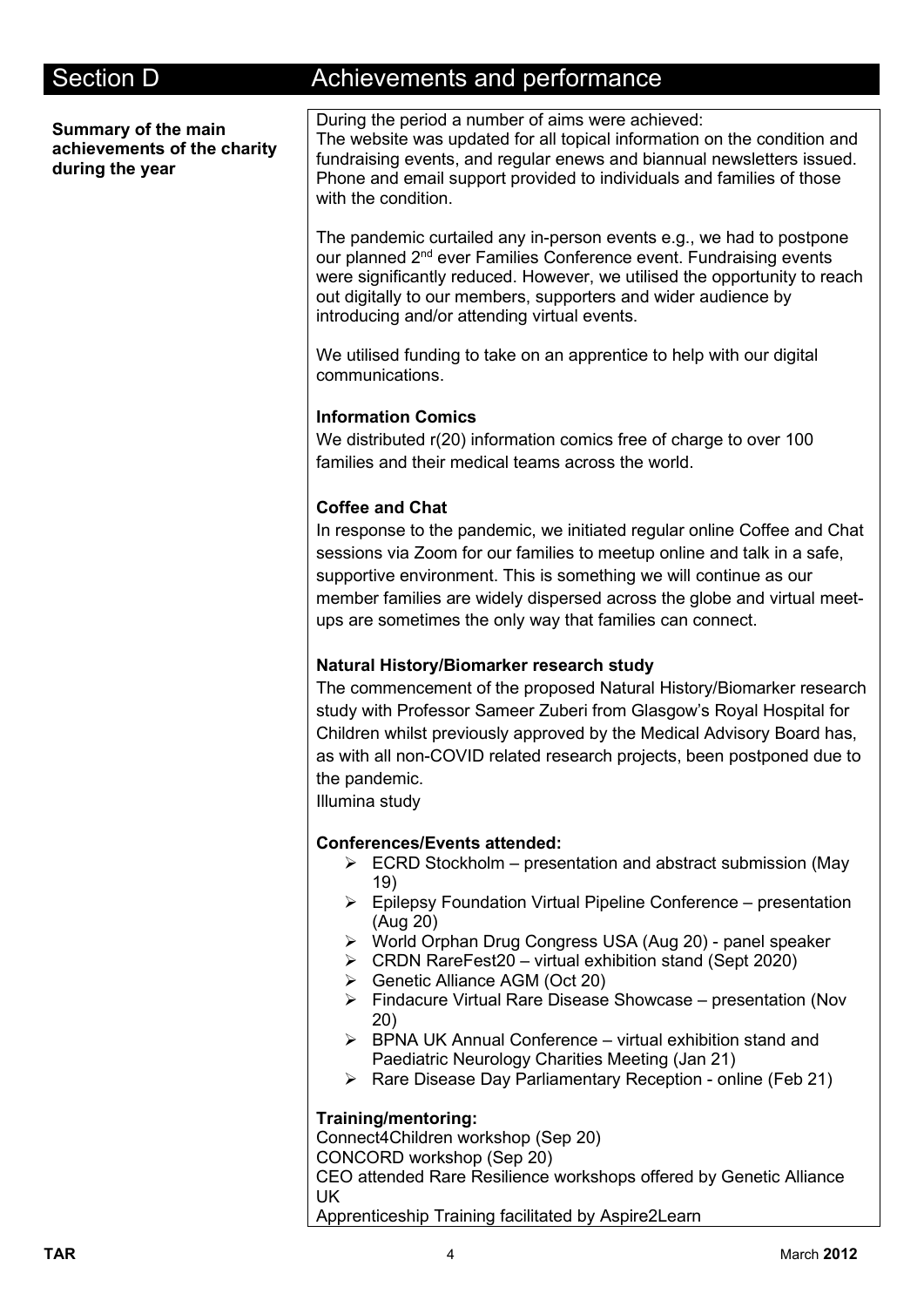## Section D Achievements and performance

**Summary of the main achievements of the charity during the year**

During the period a number of aims were achieved:
The website was updated for all topical information on the condition and fundraising events, and regular enews and biannual newsletters issued. Phone and email support provided to individuals and families of those with the condition.

The pandemic curtailed any in-person events e.g., we had to postpone our planned 2nd ever Families Conference event. Fundraising events were significantly reduced. However, we utilised the opportunity to reach out digitally to our members, supporters and wider audience by introducing and/or attending virtual events.

We utilised funding to take on an apprentice to help with our digital communications.

**Information Comics**

We distributed r(20) information comics free of charge to over 100 families and their medical teams across the world.

**Coffee and Chat**

In response to the pandemic, we initiated regular online Coffee and Chat sessions via Zoom for our families to meetup online and talk in a safe, supportive environment. This is something we will continue as our member families are widely dispersed across the globe and virtual meet-ups are sometimes the only way that families can connect.

**Natural History/Biomarker research study**

The commencement of the proposed Natural History/Biomarker research study with Professor Sameer Zuberi from Glasgow's Royal Hospital for Children whilst previously approved by the Medical Advisory Board has, as with all non-COVID related research projects, been postponed due to the pandemic.
Illumina study

**Conferences/Events attended:**

- ECRD Stockholm – presentation and abstract submission (May 19)
- Epilepsy Foundation Virtual Pipeline Conference – presentation (Aug 20)
- World Orphan Drug Congress USA (Aug 20) - panel speaker
- CRDN RareFest20 – virtual exhibition stand (Sept 2020)
- Genetic Alliance AGM (Oct 20)
- Findacure Virtual Rare Disease Showcase – presentation (Nov 20)
- BPNA UK Annual Conference – virtual exhibition stand and Paediatric Neurology Charities Meeting (Jan 21)
- Rare Disease Day Parliamentary Reception - online (Feb 21)

**Training/mentoring:**

Connect4Children workshop (Sep 20)
CONCORD workshop (Sep 20)
CEO attended Rare Resilience workshops offered by Genetic Alliance UK
Apprenticeship Training facilitated by Aspire2Learn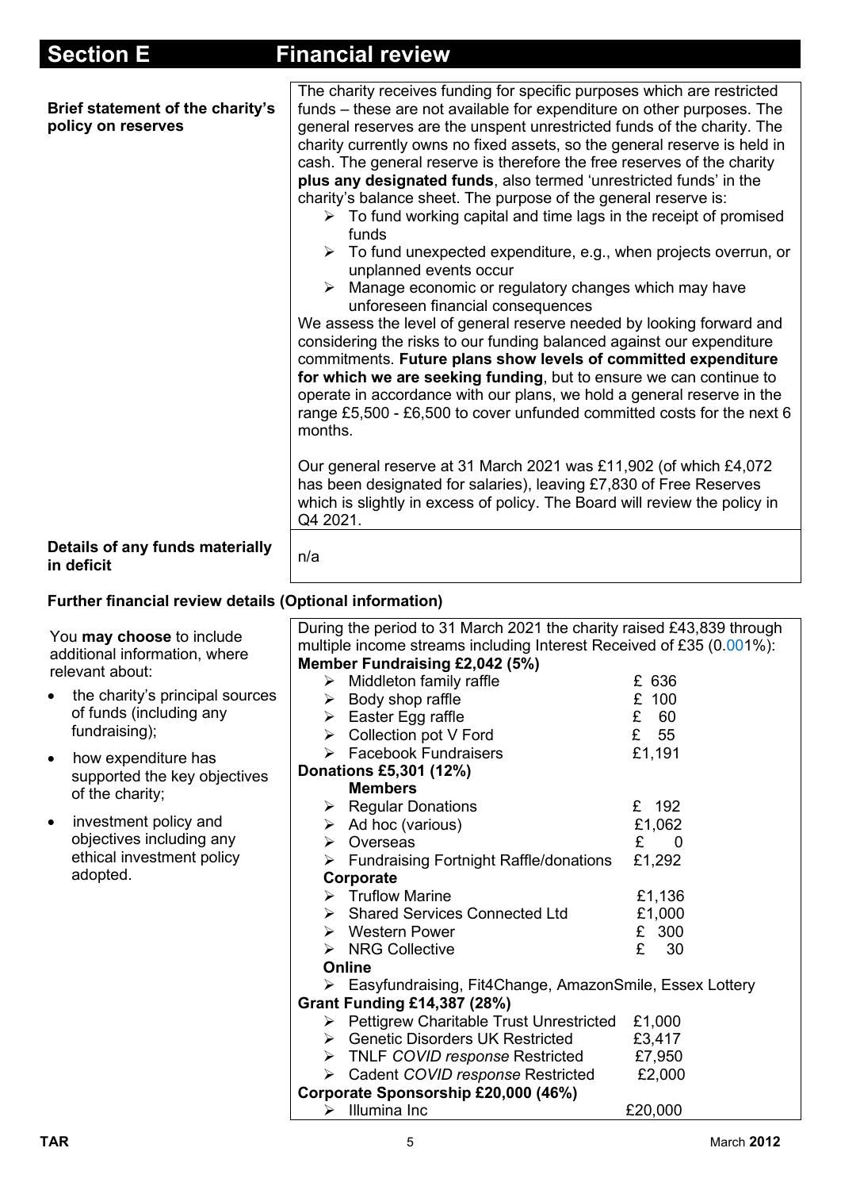# Section E Financial review

| | |
|---|---|
| **Brief statement of the charity's policy on reserves** | The charity receives funding for specific purposes which are restricted funds – these are not available for expenditure on other purposes. The general reserves are the unspent unrestricted funds of the charity. The charity currently owns no fixed assets, so the general reserve is held in cash. The general reserve is therefore the free reserves of the charity **plus any designated funds**, also termed 'unrestricted funds' in the charity's balance sheet. The purpose of the general reserve is:<br>➢ To fund working capital and time lags in the receipt of promised funds<br>➢ To fund unexpected expenditure, e.g., when projects overrun, or unplanned events occur<br>➢ Manage economic or regulatory changes which may have unforeseen financial consequences<br>We assess the level of general reserve needed by looking forward and considering the risks to our funding balanced against our expenditure commitments. **Future plans show levels of committed expenditure for which we are seeking funding**, but to ensure we can continue to operate in accordance with our plans, we hold a general reserve in the range £5,500 - £6,500 to cover unfunded committed costs for the next 6 months.<br><br>Our general reserve at 31 March 2021 was £11,902 (of which £4,072 has been designated for salaries), leaving £7,830 of Free Reserves which is slightly in excess of policy. The Board will review the policy in Q4 2021. |
| **Details of any funds materially in deficit** | n/a |

**Further financial review details (Optional information)**

You **may choose** to include additional information, where relevant about:

- the charity's principal sources of funds (including any fundraising);
- how expenditure has supported the key objectives of the charity;
- investment policy and objectives including any ethical investment policy adopted.

During the period to 31 March 2021 the charity raised £43,839 through multiple income streams including Interest Received of £35 (0.001%):

**Member Fundraising £2,042 (5%)**

| | |
|---|---|
| ➢ Middleton family raffle | £ 636 |
| ➢ Body shop raffle | £ 100 |
| ➢ Easter Egg raffle | £ 60 |
| ➢ Collection pot V Ford | £ 55 |
| ➢ Facebook Fundraisers | £1,191 |

**Donations £5,301 (12%)**

**Members**

| | |
|---|---|
| ➢ Regular Donations | £ 192 |
| ➢ Ad hoc (various) | £1,062 |
| ➢ Overseas | £ 0 |
| ➢ Fundraising Fortnight Raffle/donations | £1,292 |

**Corporate**

| | |
|---|---|
| ➢ Truflow Marine | £1,136 |
| ➢ Shared Services Connected Ltd | £1,000 |
| ➢ Western Power | £ 300 |
| ➢ NRG Collective | £ 30 |

**Online**

➢ Easyfundraising, Fit4Change, AmazonSmile, Essex Lottery

**Grant Funding £14,387 (28%)**

| | |
|---|---|
| ➢ Pettigrew Charitable Trust Unrestricted | £1,000 |
| ➢ Genetic Disorders UK Restricted | £3,417 |
| ➢ TNLF *COVID response* Restricted | £7,950 |
| ➢ Cadent *COVID response* Restricted | £2,000 |

**Corporate Sponsorship £20,000 (46%)**

| | |
|---|---|
| ➢ Illumina Inc | £20,000 |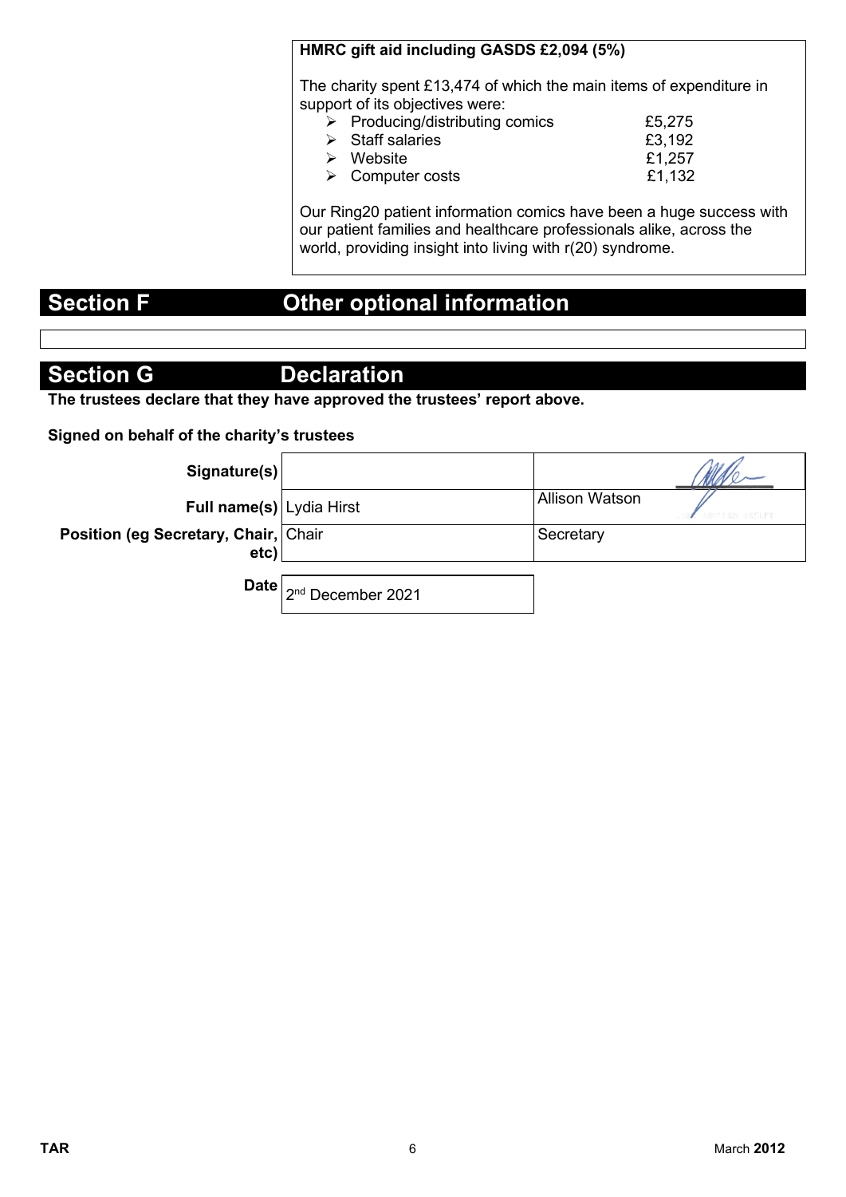**HMRC gift aid including GASDS £2,094 (5%)**

The charity spent £13,474 of which the main items of expenditure in support of its objectives were:

- Producing/distributing comics £5,275
- Staff salaries £3,192
- Website £1,257
- Computer costs £1,132

Our Ring20 patient information comics have been a huge success with our patient families and healthcare professionals alike, across the world, providing insight into living with r(20) syndrome.

## Section F Other optional information

## Section G Declaration

**The trustees declare that they have approved the trustees' report above.**

**Signed on behalf of the charity's trustees**

| | | |
|---|---|---|
| **Signature(s)** | | |
| **Full name(s)** | Lydia Hirst | Allison Watson |
| **Position (eg Secretary, Chair, etc)** | Chair | Secretary |
| **Date** | 2nd December 2021 | |